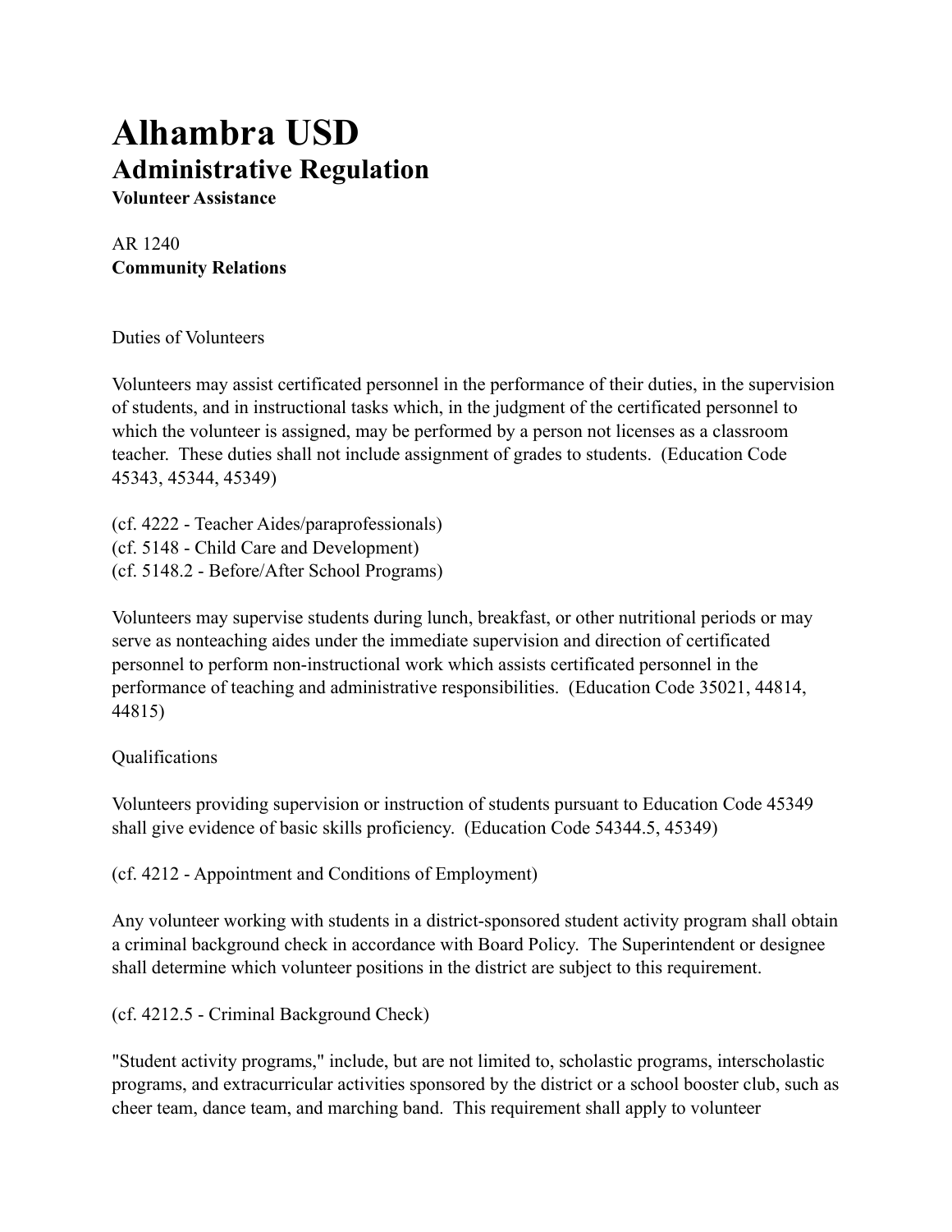# Alhambra USD

## Administrative Regulation

**Volunteer Assistance**

AR 1240
**Community Relations**

Duties of Volunteers

Volunteers may assist certificated personnel in the performance of their duties, in the supervision of students, and in instructional tasks which, in the judgment of the certificated personnel to which the volunteer is assigned, may be performed by a person not licenses as a classroom teacher. These duties shall not include assignment of grades to students. (Education Code 45343, 45344, 45349)

(cf. 4222 - Teacher Aides/paraprofessionals)
(cf. 5148 - Child Care and Development)
(cf. 5148.2 - Before/After School Programs)

Volunteers may supervise students during lunch, breakfast, or other nutritional periods or may serve as nonteaching aides under the immediate supervision and direction of certificated personnel to perform non-instructional work which assists certificated personnel in the performance of teaching and administrative responsibilities. (Education Code 35021, 44814, 44815)

Qualifications

Volunteers providing supervision or instruction of students pursuant to Education Code 45349 shall give evidence of basic skills proficiency. (Education Code 54344.5, 45349)

(cf. 4212 - Appointment and Conditions of Employment)

Any volunteer working with students in a district-sponsored student activity program shall obtain a criminal background check in accordance with Board Policy. The Superintendent or designee shall determine which volunteer positions in the district are subject to this requirement.

(cf. 4212.5 - Criminal Background Check)

"Student activity programs," include, but are not limited to, scholastic programs, interscholastic programs, and extracurricular activities sponsored by the district or a school booster club, such as cheer team, dance team, and marching band. This requirement shall apply to volunteer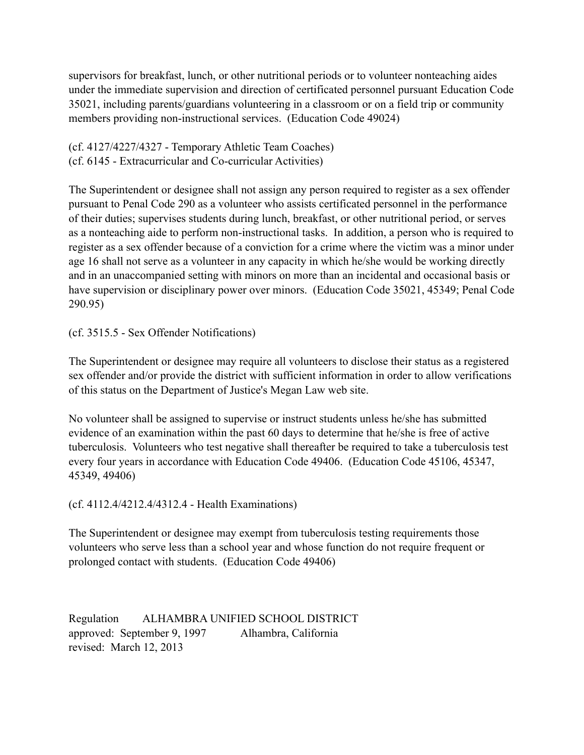supervisors for breakfast, lunch, or other nutritional periods or to volunteer nonteaching aides under the immediate supervision and direction of certificated personnel pursuant Education Code 35021, including parents/guardians volunteering in a classroom or on a field trip or community members providing non-instructional services. (Education Code 49024)

(cf. 4127/4227/4327 - Temporary Athletic Team Coaches)
(cf. 6145 - Extracurricular and Co-curricular Activities)

The Superintendent or designee shall not assign any person required to register as a sex offender pursuant to Penal Code 290 as a volunteer who assists certificated personnel in the performance of their duties; supervises students during lunch, breakfast, or other nutritional period, or serves as a nonteaching aide to perform non-instructional tasks. In addition, a person who is required to register as a sex offender because of a conviction for a crime where the victim was a minor under age 16 shall not serve as a volunteer in any capacity in which he/she would be working directly and in an unaccompanied setting with minors on more than an incidental and occasional basis or have supervision or disciplinary power over minors. (Education Code 35021, 45349; Penal Code 290.95)

(cf. 3515.5 - Sex Offender Notifications)

The Superintendent or designee may require all volunteers to disclose their status as a registered sex offender and/or provide the district with sufficient information in order to allow verifications of this status on the Department of Justice's Megan Law web site.

No volunteer shall be assigned to supervise or instruct students unless he/she has submitted evidence of an examination within the past 60 days to determine that he/she is free of active tuberculosis. Volunteers who test negative shall thereafter be required to take a tuberculosis test every four years in accordance with Education Code 49406. (Education Code 45106, 45347, 45349, 49406)

(cf. 4112.4/4212.4/4312.4 - Health Examinations)

The Superintendent or designee may exempt from tuberculosis testing requirements those volunteers who serve less than a school year and whose function do not require frequent or prolonged contact with students. (Education Code 49406)

Regulation ALHAMBRA UNIFIED SCHOOL DISTRICT
approved: September 9, 1997 Alhambra, California
revised: March 12, 2013